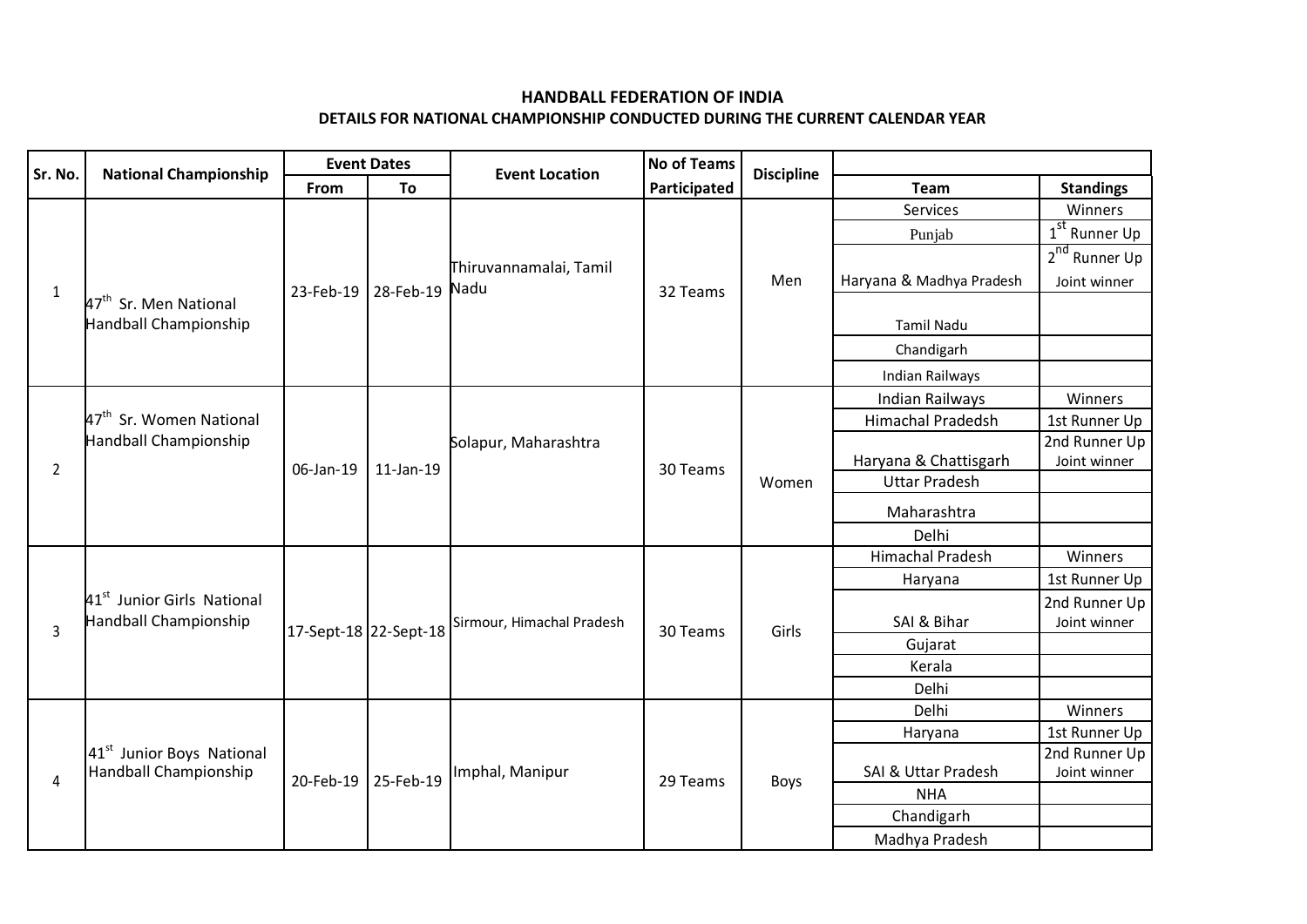## HANDBALL FEDERATION OF INDIA

### DETAILS FOR NATIONAL CHAMPIONSHIP CONDUCTED DURING THE CURRENT CALENDAR YEAR

| Sr. No. | National Championship | Event Dates | | Event Location | No of Teams Participated | Discipline | | |
|---|---|---|---|---|---|---|---|---|
| | | From | To | | | | Team | Standings |
| 1 | 47th Sr. Men National Handball Championship | 23-Feb-19 | 28-Feb-19 | Thiruvannamalai, Tamil Nadu | 32 Teams | Men | Services | Winners |
| | | | | | | | Punjab | 1st Runner Up |
| | | | | | | | Haryana & Madhya Pradesh | 2nd Runner Up Joint winner |
| | | | | | | | Tamil Nadu | |
| | | | | | | | Chandigarh | |
| | | | | | | | Indian Railways | |
| 2 | 47th Sr. Women National Handball Championship | 06-Jan-19 | 11-Jan-19 | Solapur, Maharashtra | 30 Teams | Women | Indian Railways | Winners |
| | | | | | | | Himachal Pradedsh | 1st Runner Up |
| | | | | | | | Haryana & Chattisgarh | 2nd Runner Up Joint winner |
| | | | | | | | Uttar Pradesh | |
| | | | | | | | Maharashtra | |
| | | | | | | | Delhi | |
| 3 | 41st Junior Girls National Handball Championship | 17-Sept-18 | 22-Sept-18 | Sirmour, Himachal Pradesh | 30 Teams | Girls | Himachal Pradesh | Winners |
| | | | | | | | Haryana | 1st Runner Up |
| | | | | | | | SAI & Bihar | 2nd Runner Up Joint winner |
| | | | | | | | Gujarat | |
| | | | | | | | Kerala | |
| | | | | | | | Delhi | |
| 4 | 41st Junior Boys National Handball Championship | 20-Feb-19 | 25-Feb-19 | Imphal, Manipur | 29 Teams | Boys | Delhi | Winners |
| | | | | | | | Haryana | 1st Runner Up |
| | | | | | | | SAI & Uttar Pradesh | 2nd Runner Up Joint winner |
| | | | | | | | NHA | |
| | | | | | | | Chandigarh | |
| | | | | | | | Madhya Pradesh | |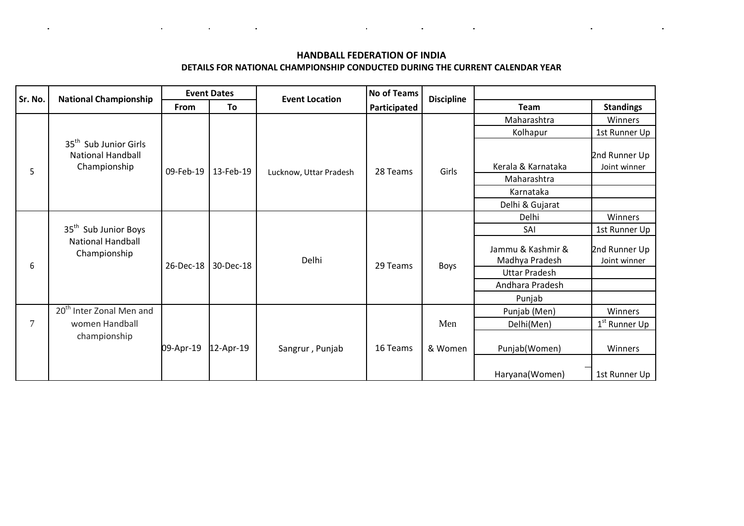## HANDBALL FEDERATION OF INDIA

### DETAILS FOR NATIONAL CHAMPIONSHIP CONDUCTED DURING THE CURRENT CALENDAR YEAR

| Sr. No. | National Championship | Event Dates | | Event Location | No of Teams | Discipline | | |
|---|---|---|---|---|---|---|---|---|
| | | From | To | | Participated | | Team | Standings |
| 5 | 35th Sub Junior Girls National Handball Championship | 09-Feb-19 | 13-Feb-19 | Lucknow, Uttar Pradesh | 28 Teams | Girls | Maharashtra | Winners |
| | | | | | | | Kolhapur | 1st Runner Up |
| | | | | | | | Kerala & Karnataka | 2nd Runner Up Joint winner |
| | | | | | | | Maharashtra | |
| | | | | | | | Karnataka | |
| | | | | | | | Delhi & Gujarat | |
| 6 | 35th Sub Junior Boys National Handball Championship | 26-Dec-18 | 30-Dec-18 | Delhi | 29 Teams | Boys | Delhi | Winners |
| | | | | | | | SAI | 1st Runner Up |
| | | | | | | | Jammu & Kashmir & Madhya Pradesh | 2nd Runner Up Joint winner |
| | | | | | | | Uttar Pradesh | |
| | | | | | | | Andhara Pradesh | |
| | | | | | | | Punjab | |
| 7 | 20th Inter Zonal Men and women Handball championship | 09-Apr-19 | 12-Apr-19 | Sangrur , Punjab | 16 Teams | Men & Women | Punjab (Men) | Winners |
| | | | | | | | Delhi(Men) | 1st Runner Up |
| | | | | | | | Punjab(Women) | Winners |
| | | | | | | | Haryana(Women) | 1st Runner Up |